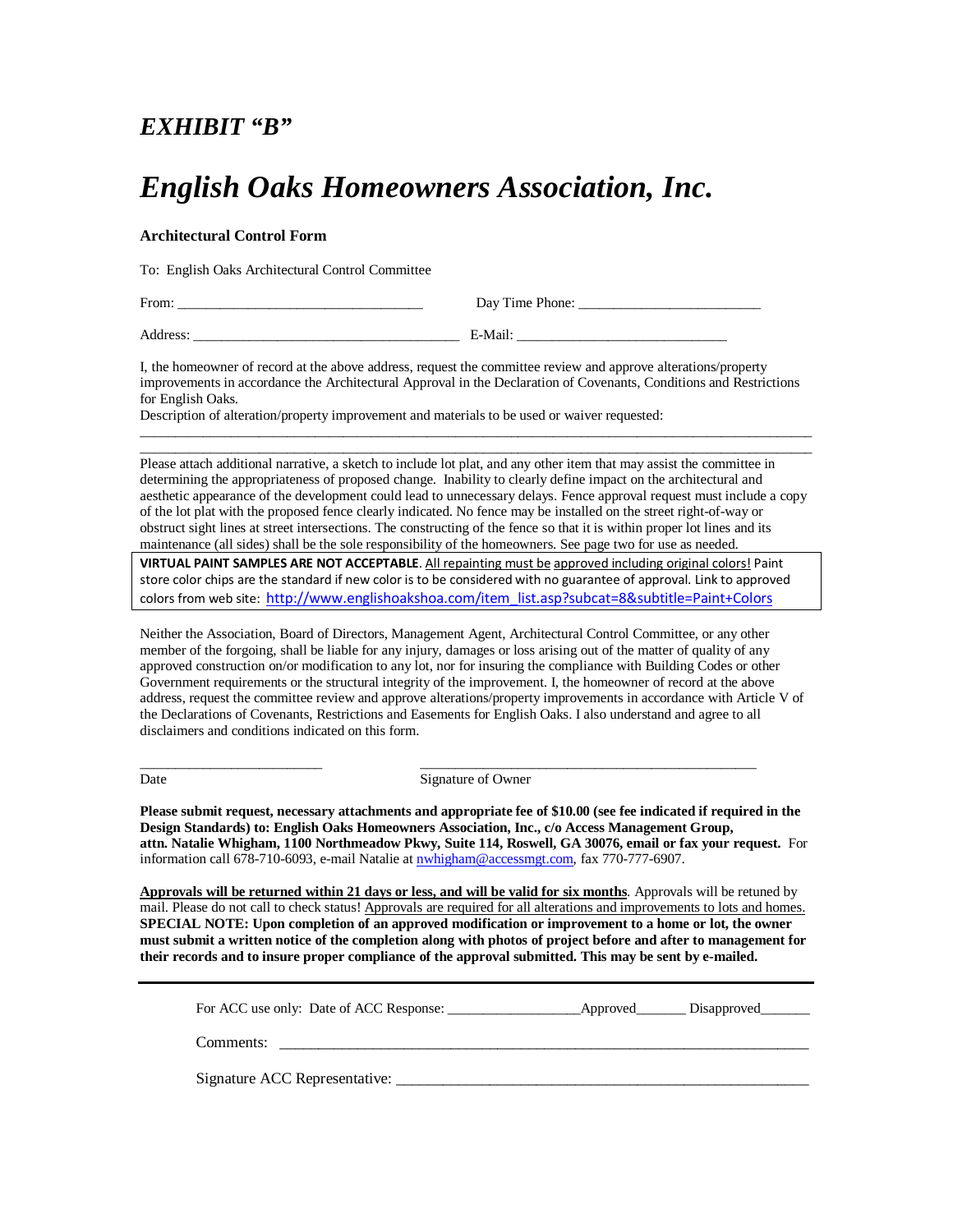*EXHIBIT "B"*

# *English Oaks Homeowners Association, Inc.*

**Architectural Control Form**

To: English Oaks Architectural Control Committee

From: ___________________________________ Day Time Phone: _________________________

Address: ______________________________________ E-Mail: _____________________________

I, the homeowner of record at the above address, request the committee review and approve alterations/property improvements in accordance the Architectural Approval in the Declaration of Covenants, Conditions and Restrictions for English Oaks.

Description of alteration/property improvement and materials to be used or waiver requested:

______________________________________________________________________________________________

______________________________________________________________________________________________

Please attach additional narrative, a sketch to include lot plat, and any other item that may assist the committee in determining the appropriateness of proposed change. Inability to clearly define impact on the architectural and aesthetic appearance of the development could lead to unnecessary delays. Fence approval request must include a copy of the lot plat with the proposed fence clearly indicated. No fence may be installed on the street right-of-way or obstruct sight lines at street intersections. The constructing of the fence so that it is within proper lot lines and its maintenance (all sides) shall be the sole responsibility of the homeowners. See page two for use as needed.

**VIRTUAL PAINT SAMPLES ARE NOT ACCEPTABLE**. <u>All repainting must be approved including original colors!</u> Paint store color chips are the standard if new color is to be considered with no guarantee of approval. Link to approved colors from web site: http://www.englishoakshoa.com/item_list.asp?subcat=8&subtitle=Paint+Colors

Neither the Association, Board of Directors, Management Agent, Architectural Control Committee, or any other member of the forgoing, shall be liable for any injury, damages or loss arising out of the matter of quality of any approved construction on/or modification to any lot, nor for insuring the compliance with Building Codes or other Government requirements or the structural integrity of the improvement. I, the homeowner of record at the above address, request the committee review and approve alterations/property improvements in accordance with Article V of the Declarations of Covenants, Restrictions and Easements for English Oaks. I also understand and agree to all disclaimers and conditions indicated on this form.

_________________________ _______________________________________________

Date Signature of Owner

**Please submit request, necessary attachments and appropriate fee of $10.00 (see fee indicated if required in the Design Standards) to: English Oaks Homeowners Association, Inc., c/o Access Management Group, attn. Natalie Whigham, 1100 Northmeadow Pkwy, Suite 114, Roswell, GA 30076, email or fax your request.** For information call 678-710-6093, e-mail Natalie at nwhigham@accessmgt.com, fax 770-777-6907.

**<u>Approvals will be returned within 21 days or less, and will be valid for six months</u>**. Approvals will be retuned by mail. Please do not call to check status! <u>Approvals are required for all alterations and improvements to lots and homes.</u> **SPECIAL NOTE: Upon completion of an approved modification or improvement to a home or lot, the owner must submit a written notice of the completion along with photos of project before and after to management for their records and to insure proper compliance of the approval submitted. This may be sent by e-mailed.**

---

For ACC use only: Date of ACC Response: __________________Approved_______ Disapproved_______

Comments: ___________________________________________________________________________

Signature ACC Representative: _______________________________________________________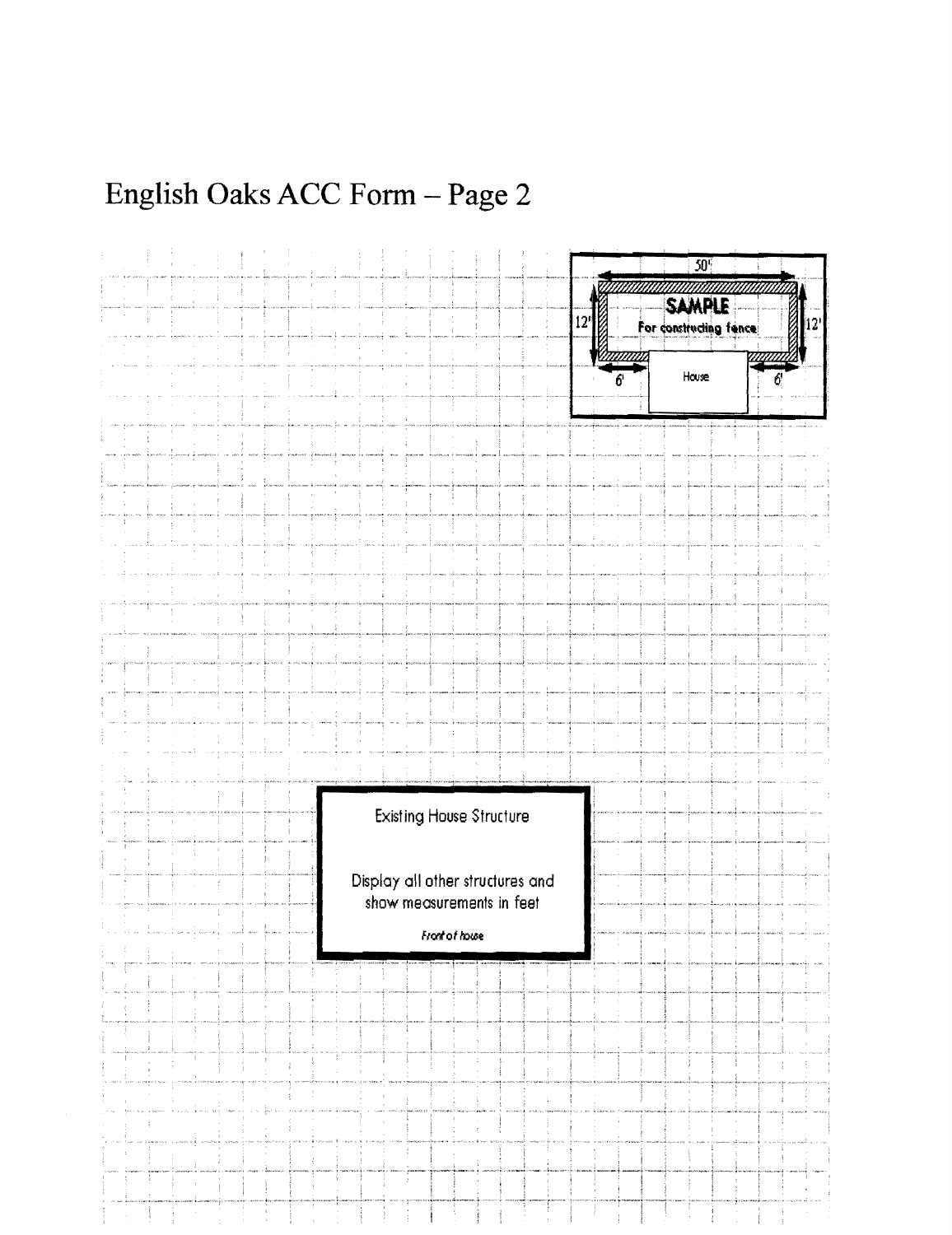# English Oaks ACC Form – Page 2

SAMPLE

For constructing fence

50'

12'

12'

6'

House

6'

Existing House Structure

Display all other structures and show measurements in feet

*Front of house*